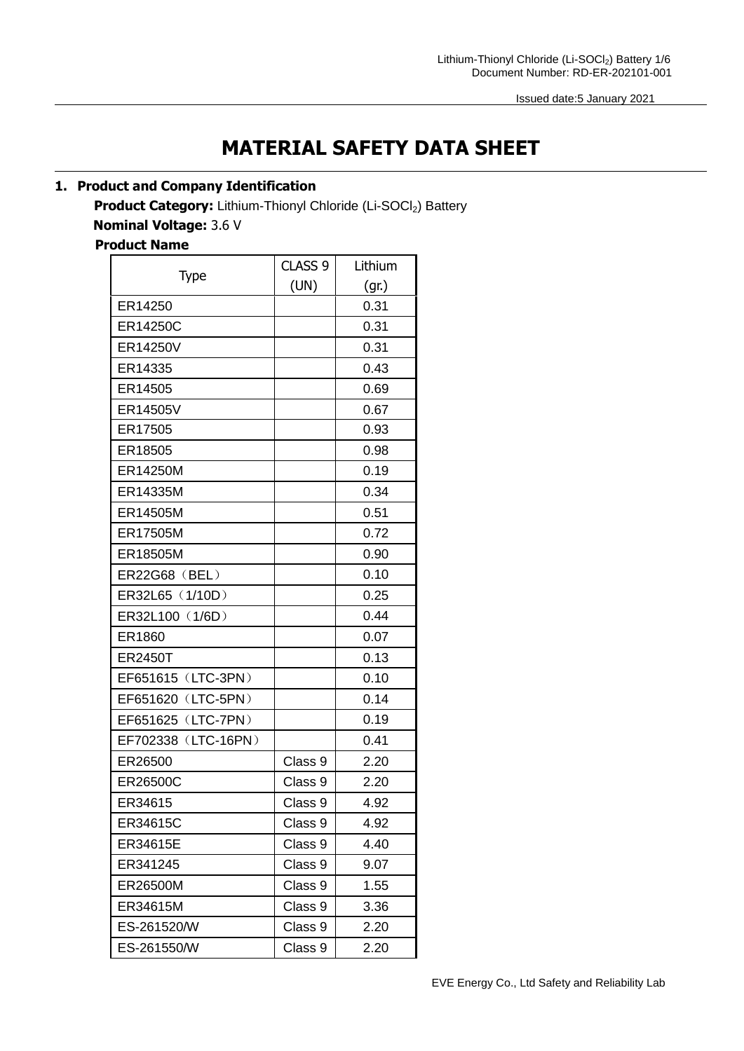Issued date:5 January 2021

# MATERIAL SAFETY DATA SHEET

## 1. Product and Company Identification

**Product Category:** Lithium-Thionyl Chloride (Li-$SOCl_2$) Battery

**Nominal Voltage:** 3.6 V

**Product Name**

| Type | CLASS 9 (UN) | Lithium (gr.) |
|---|---|---|
| ER14250 | | 0.31 |
| ER14250C | | 0.31 |
| ER14250V | | 0.31 |
| ER14335 | | 0.43 |
| ER14505 | | 0.69 |
| ER14505V | | 0.67 |
| ER17505 | | 0.93 |
| ER18505 | | 0.98 |
| ER14250M | | 0.19 |
| ER14335M | | 0.34 |
| ER14505M | | 0.51 |
| ER17505M | | 0.72 |
| ER18505M | | 0.90 |
| ER22G68（BEL） | | 0.10 |
| ER32L65（1/10D） | | 0.25 |
| ER32L100（1/6D） | | 0.44 |
| ER1860 | | 0.07 |
| ER2450T | | 0.13 |
| EF651615（LTC-3PN） | | 0.10 |
| EF651620（LTC-5PN） | | 0.14 |
| EF651625（LTC-7PN） | | 0.19 |
| EF702338（LTC-16PN） | | 0.41 |
| ER26500 | Class 9 | 2.20 |
| ER26500C | Class 9 | 2.20 |
| ER34615 | Class 9 | 4.92 |
| ER34615C | Class 9 | 4.92 |
| ER34615E | Class 9 | 4.40 |
| ER341245 | Class 9 | 9.07 |
| ER26500M | Class 9 | 1.55 |
| ER34615M | Class 9 | 3.36 |
| ES-261520/W | Class 9 | 2.20 |
| ES-261550/W | Class 9 | 2.20 |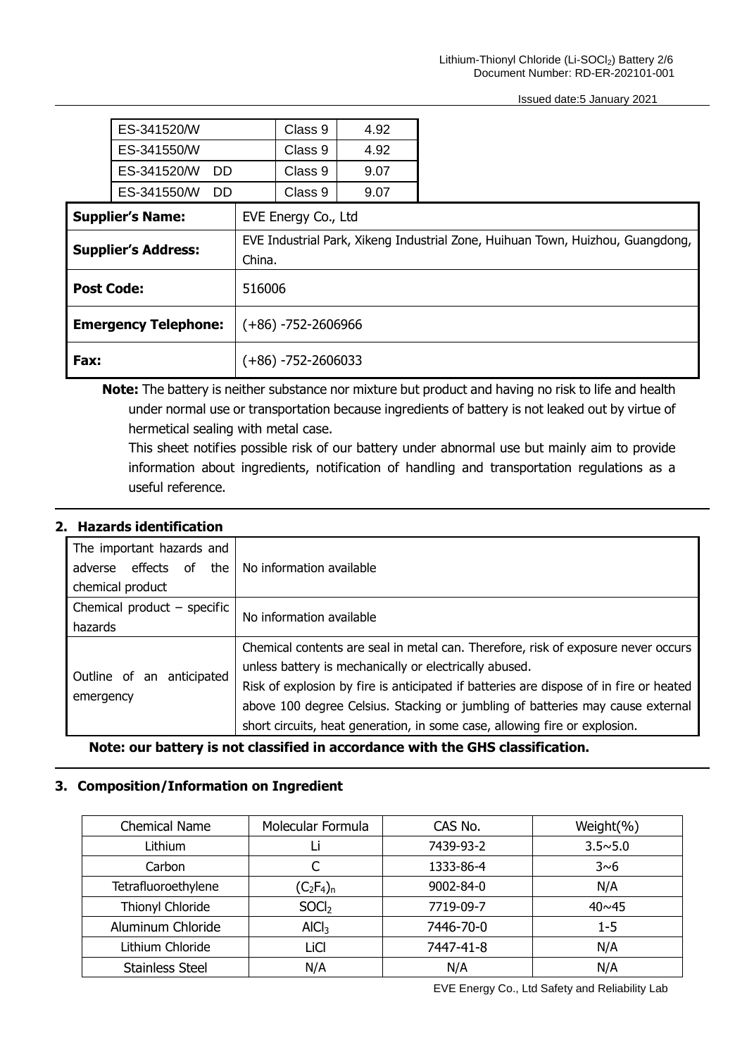| | | |
|---|---|---|
| ES-341520/W | Class 9 | 4.92 |
| ES-341550/W | Class 9 | 4.92 |
| ES-341520/W DD | Class 9 | 9.07 |
| ES-341550/W DD | Class 9 | 9.07 |

| | |
|---|---|
| **Supplier's Name:** | EVE Energy Co., Ltd |
| **Supplier's Address:** | EVE Industrial Park, Xikeng Industrial Zone, Huihuan Town, Huizhou, Guangdong, China. |
| **Post Code:** | 516006 |
| **Emergency Telephone:** | (+86) -752-2606966 |
| **Fax:** | (+86) -752-2606033 |

**Note:** The battery is neither substance nor mixture but product and having no risk to life and health under normal use or transportation because ingredients of battery is not leaked out by virtue of hermetical sealing with metal case.

This sheet notifies possible risk of our battery under abnormal use but mainly aim to provide information about ingredients, notification of handling and transportation regulations as a useful reference.

## 2. Hazards identification

| | |
|---|---|
| The important hazards and adverse effects of the chemical product | No information available |
| Chemical product – specific hazards | No information available |
| Outline of an anticipated emergency | Chemical contents are seal in metal can. Therefore, risk of exposure never occurs unless battery is mechanically or electrically abused.<br>Risk of explosion by fire is anticipated if batteries are dispose of in fire or heated above 100 degree Celsius. Stacking or jumbling of batteries may cause external short circuits, heat generation, in some case, allowing fire or explosion. |

**Note: our battery is not classified in accordance with the GHS classification.**

## 3. Composition/Information on Ingredient

| Chemical Name | Molecular Formula | CAS No. | Weight(%) |
|---|---|---|---|
| Lithium | Li | 7439-93-2 | 3.5~5.0 |
| Carbon | C | 1333-86-4 | 3~6 |
| Tetrafluoroethylene | $(C_2F_4)_n$ | 9002-84-0 | N/A |
| Thionyl Chloride | $SOCl_2$ | 7719-09-7 | 40~45 |
| Aluminum Chloride | $AlCl_3$ | 7446-70-0 | 1-5 |
| Lithium Chloride | LiCl | 7447-41-8 | N/A |
| Stainless Steel | N/A | N/A | N/A |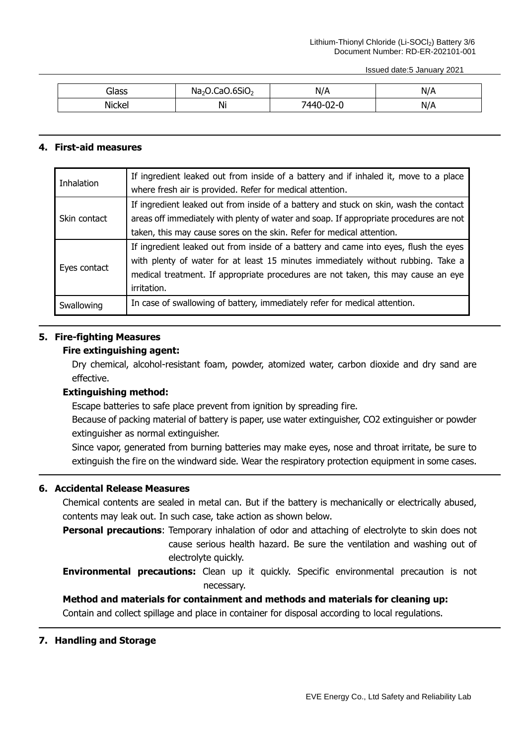| Glass | $Na_2O.CaO.6SiO_2$ | N/A | N/A |
|---|---|---|---|
| Nickel | Ni | 7440-02-0 | N/A |

## 4. First-aid measures

| | |
|---|---|
| Inhalation | If ingredient leaked out from inside of a battery and if inhaled it, move to a place where fresh air is provided. Refer for medical attention. |
| Skin contact | If ingredient leaked out from inside of a battery and stuck on skin, wash the contact areas off immediately with plenty of water and soap. If appropriate procedures are not taken, this may cause sores on the skin. Refer for medical attention. |
| Eyes contact | If ingredient leaked out from inside of a battery and came into eyes, flush the eyes with plenty of water for at least 15 minutes immediately without rubbing. Take a medical treatment. If appropriate procedures are not taken, this may cause an eye irritation. |
| Swallowing | In case of swallowing of battery, immediately refer for medical attention. |

## 5. Fire-fighting Measures

**Fire extinguishing agent:**

Dry chemical, alcohol-resistant foam, powder, atomized water, carbon dioxide and dry sand are effective.

**Extinguishing method:**

Escape batteries to safe place prevent from ignition by spreading fire.

Because of packing material of battery is paper, use water extinguisher, CO2 extinguisher or powder extinguisher as normal extinguisher.

Since vapor, generated from burning batteries may make eyes, nose and throat irritate, be sure to extinguish the fire on the windward side. Wear the respiratory protection equipment in some cases.

## 6. Accidental Release Measures

Chemical contents are sealed in metal can. But if the battery is mechanically or electrically abused, contents may leak out. In such case, take action as shown below.

**Personal precautions**: Temporary inhalation of odor and attaching of electrolyte to skin does not cause serious health hazard. Be sure the ventilation and washing out of electrolyte quickly.

**Environmental precautions:** Clean up it quickly. Specific environmental precaution is not necessary.

**Method and materials for containment and methods and materials for cleaning up:**

Contain and collect spillage and place in container for disposal according to local regulations.

## 7. Handling and Storage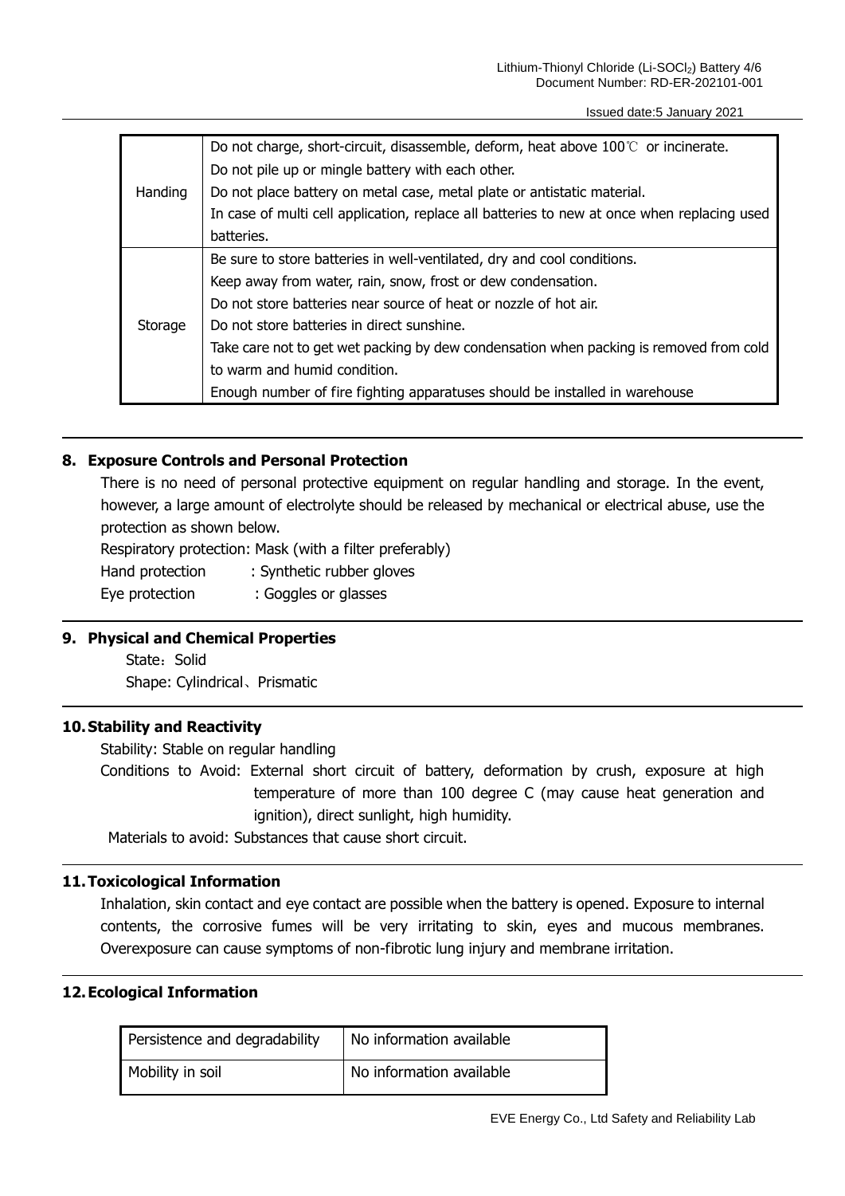| | |
|---|---|
| Handing | Do not charge, short-circuit, disassemble, deform, heat above 100℃ or incinerate.<br>Do not pile up or mingle battery with each other.<br>Do not place battery on metal case, metal plate or antistatic material.<br>In case of multi cell application, replace all batteries to new at once when replacing used batteries. |
| Storage | Be sure to store batteries in well-ventilated, dry and cool conditions.<br>Keep away from water, rain, snow, frost or dew condensation.<br>Do not store batteries near source of heat or nozzle of hot air.<br>Do not store batteries in direct sunshine.<br>Take care not to get wet packing by dew condensation when packing is removed from cold to warm and humid condition.<br>Enough number of fire fighting apparatuses should be installed in warehouse |

## 8. Exposure Controls and Personal Protection

There is no need of personal protective equipment on regular handling and storage. In the event, however, a large amount of electrolyte should be released by mechanical or electrical abuse, use the protection as shown below.

Respiratory protection: Mask (with a filter preferably)

Hand protection : Synthetic rubber gloves

Eye protection : Goggles or glasses

## 9. Physical and Chemical Properties

State：Solid

Shape: Cylindrical、Prismatic

## 10. Stability and Reactivity

Stability: Stable on regular handling

Conditions to Avoid: External short circuit of battery, deformation by crush, exposure at high temperature of more than 100 degree C (may cause heat generation and ignition), direct sunlight, high humidity.

Materials to avoid: Substances that cause short circuit.

## 11. Toxicological Information

Inhalation, skin contact and eye contact are possible when the battery is opened. Exposure to internal contents, the corrosive fumes will be very irritating to skin, eyes and mucous membranes. Overexposure can cause symptoms of non-fibrotic lung injury and membrane irritation.

## 12. Ecological Information

| | |
|---|---|
| Persistence and degradability | No information available |
| Mobility in soil | No information available |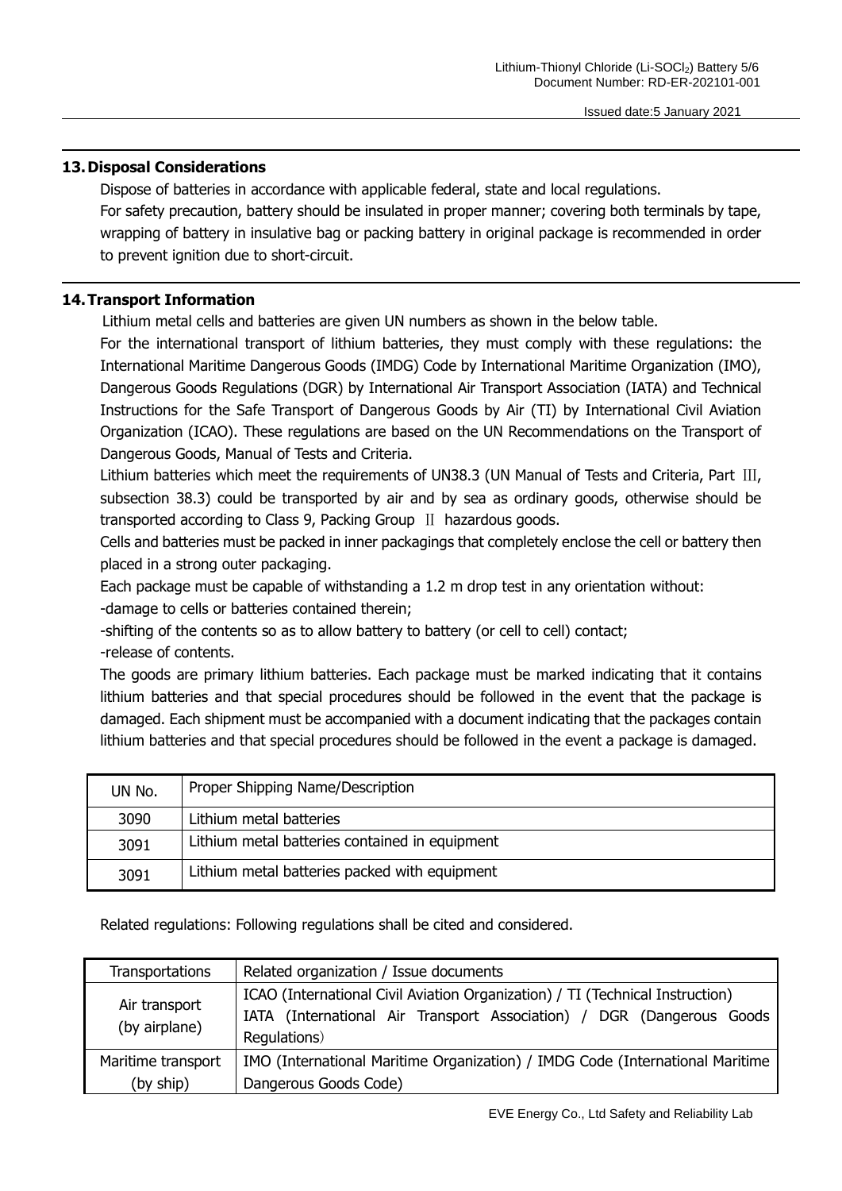## 13. Disposal Considerations

Dispose of batteries in accordance with applicable federal, state and local regulations.

For safety precaution, battery should be insulated in proper manner; covering both terminals by tape, wrapping of battery in insulative bag or packing battery in original package is recommended in order to prevent ignition due to short-circuit.

## 14. Transport Information

Lithium metal cells and batteries are given UN numbers as shown in the below table.

For the international transport of lithium batteries, they must comply with these regulations: the International Maritime Dangerous Goods (IMDG) Code by International Maritime Organization (IMO), Dangerous Goods Regulations (DGR) by International Air Transport Association (IATA) and Technical Instructions for the Safe Transport of Dangerous Goods by Air (TI) by International Civil Aviation Organization (ICAO). These regulations are based on the UN Recommendations on the Transport of Dangerous Goods, Manual of Tests and Criteria.

Lithium batteries which meet the requirements of UN38.3 (UN Manual of Tests and Criteria, Part Ⅲ, subsection 38.3) could be transported by air and by sea as ordinary goods, otherwise should be transported according to Class 9, Packing Group Ⅱ hazardous goods.

Cells and batteries must be packed in inner packagings that completely enclose the cell or battery then placed in a strong outer packaging.

Each package must be capable of withstanding a 1.2 m drop test in any orientation without:

-damage to cells or batteries contained therein;

-shifting of the contents so as to allow battery to battery (or cell to cell) contact;

-release of contents.

The goods are primary lithium batteries. Each package must be marked indicating that it contains lithium batteries and that special procedures should be followed in the event that the package is damaged. Each shipment must be accompanied with a document indicating that the packages contain lithium batteries and that special procedures should be followed in the event a package is damaged.

| UN No. | Proper Shipping Name/Description |
|---|---|
| 3090 | Lithium metal batteries |
| 3091 | Lithium metal batteries contained in equipment |
| 3091 | Lithium metal batteries packed with equipment |

Related regulations: Following regulations shall be cited and considered.

| Transportations | Related organization / Issue documents |
|---|---|
| Air transport (by airplane) | ICAO (International Civil Aviation Organization) / TI (Technical Instruction) IATA (International Air Transport Association) / DGR (Dangerous Goods Regulations) |
| Maritime transport (by ship) | IMO (International Maritime Organization) / IMDG Code (International Maritime Dangerous Goods Code) |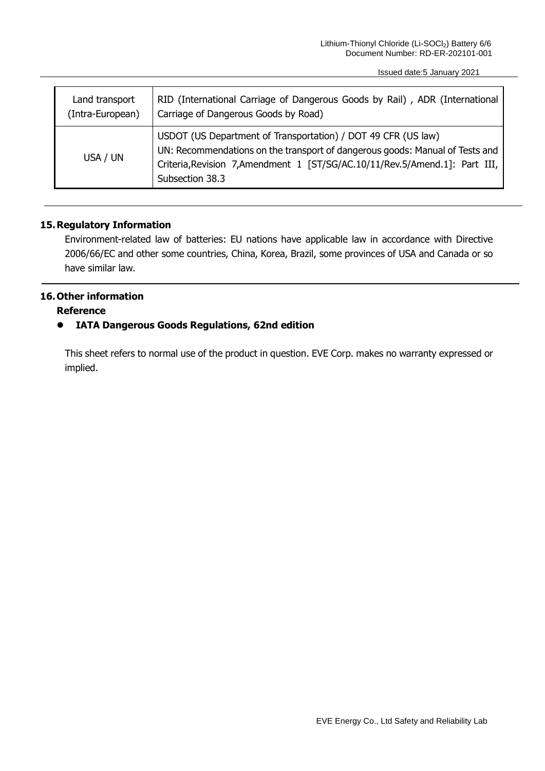| | |
|---|---|
| Land transport (Intra-European) | RID (International Carriage of Dangerous Goods by Rail) , ADR (International Carriage of Dangerous Goods by Road) |
| USA / UN | USDOT (US Department of Transportation) / DOT 49 CFR (US law)<br>UN: Recommendations on the transport of dangerous goods: Manual of Tests and Criteria,Revision 7,Amendment 1 [ST/SG/AC.10/11/Rev.5/Amend.1]: Part III, Subsection 38.3 |

## 15. Regulatory Information

Environment-related law of batteries: EU nations have applicable law in accordance with Directive 2006/66/EC and other some countries, China, Korea, Brazil, some provinces of USA and Canada or so have similar law.

## 16. Other information

**Reference**

- **IATA Dangerous Goods Regulations, 62nd edition**

This sheet refers to normal use of the product in question. EVE Corp. makes no warranty expressed or implied.